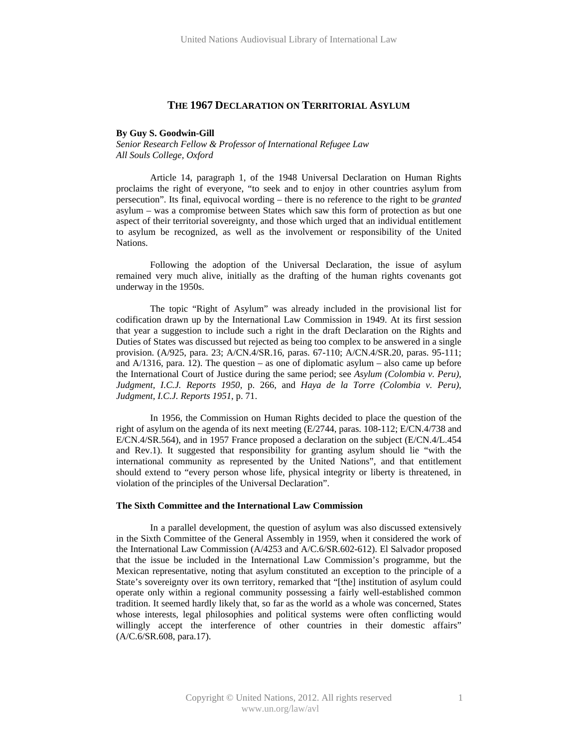# THE 1967 DECLARATION ON TERRITORIAL ASYLUM

**By Guy S. Goodwin-Gill**
*Senior Research Fellow & Professor of International Refugee Law*
*All Souls College, Oxford*

Article 14, paragraph 1, of the 1948 Universal Declaration on Human Rights proclaims the right of everyone, "to seek and to enjoy in other countries asylum from persecution". Its final, equivocal wording – there is no reference to the right to be *granted* asylum – was a compromise between States which saw this form of protection as but one aspect of their territorial sovereignty, and those which urged that an individual entitlement to asylum be recognized, as well as the involvement or responsibility of the United Nations.

Following the adoption of the Universal Declaration, the issue of asylum remained very much alive, initially as the drafting of the human rights covenants got underway in the 1950s.

The topic "Right of Asylum" was already included in the provisional list for codification drawn up by the International Law Commission in 1949. At its first session that year a suggestion to include such a right in the draft Declaration on the Rights and Duties of States was discussed but rejected as being too complex to be answered in a single provision. (A/925, para. 23; A/CN.4/SR.16, paras. 67-110; A/CN.4/SR.20, paras. 95-111; and A/1316, para. 12). The question – as one of diplomatic asylum – also came up before the International Court of Justice during the same period; see *Asylum (Colombia v. Peru), Judgment, I.C.J. Reports 1950*, p. 266, and *Haya de la Torre (Colombia v. Peru), Judgment, I.C.J. Reports 1951*, p. 71.

In 1956, the Commission on Human Rights decided to place the question of the right of asylum on the agenda of its next meeting (E/2744, paras. 108-112; E/CN.4/738 and E/CN.4/SR.564), and in 1957 France proposed a declaration on the subject (E/CN.4/L.454 and Rev.1). It suggested that responsibility for granting asylum should lie "with the international community as represented by the United Nations", and that entitlement should extend to "every person whose life, physical integrity or liberty is threatened, in violation of the principles of the Universal Declaration".

## The Sixth Committee and the International Law Commission

In a parallel development, the question of asylum was also discussed extensively in the Sixth Committee of the General Assembly in 1959, when it considered the work of the International Law Commission (A/4253 and A/C.6/SR.602-612). El Salvador proposed that the issue be included in the International Law Commission's programme, but the Mexican representative, noting that asylum constituted an exception to the principle of a State's sovereignty over its own territory, remarked that "[the] institution of asylum could operate only within a regional community possessing a fairly well-established common tradition. It seemed hardly likely that, so far as the world as a whole was concerned, States whose interests, legal philosophies and political systems were often conflicting would willingly accept the interference of other countries in their domestic affairs" (A/C.6/SR.608, para.17).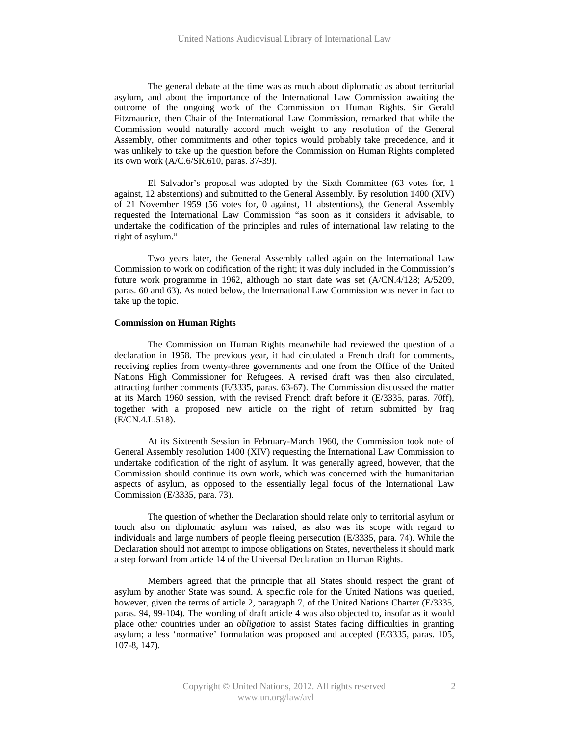The general debate at the time was as much about diplomatic as about territorial asylum, and about the importance of the International Law Commission awaiting the outcome of the ongoing work of the Commission on Human Rights. Sir Gerald Fitzmaurice, then Chair of the International Law Commission, remarked that while the Commission would naturally accord much weight to any resolution of the General Assembly, other commitments and other topics would probably take precedence, and it was unlikely to take up the question before the Commission on Human Rights completed its own work (A/C.6/SR.610, paras. 37-39).

El Salvador's proposal was adopted by the Sixth Committee (63 votes for, 1 against, 12 abstentions) and submitted to the General Assembly. By resolution 1400 (XIV) of 21 November 1959 (56 votes for, 0 against, 11 abstentions), the General Assembly requested the International Law Commission "as soon as it considers it advisable, to undertake the codification of the principles and rules of international law relating to the right of asylum."

Two years later, the General Assembly called again on the International Law Commission to work on codification of the right; it was duly included in the Commission's future work programme in 1962, although no start date was set (A/CN.4/128; A/5209, paras. 60 and 63). As noted below, the International Law Commission was never in fact to take up the topic.

**Commission on Human Rights**

The Commission on Human Rights meanwhile had reviewed the question of a declaration in 1958. The previous year, it had circulated a French draft for comments, receiving replies from twenty-three governments and one from the Office of the United Nations High Commissioner for Refugees. A revised draft was then also circulated, attracting further comments (E/3335, paras. 63-67). The Commission discussed the matter at its March 1960 session, with the revised French draft before it (E/3335, paras. 70ff), together with a proposed new article on the right of return submitted by Iraq (E/CN.4.L.518).

At its Sixteenth Session in February-March 1960, the Commission took note of General Assembly resolution 1400 (XIV) requesting the International Law Commission to undertake codification of the right of asylum. It was generally agreed, however, that the Commission should continue its own work, which was concerned with the humanitarian aspects of asylum, as opposed to the essentially legal focus of the International Law Commission (E/3335, para. 73).

The question of whether the Declaration should relate only to territorial asylum or touch also on diplomatic asylum was raised, as also was its scope with regard to individuals and large numbers of people fleeing persecution (E/3335, para. 74). While the Declaration should not attempt to impose obligations on States, nevertheless it should mark a step forward from article 14 of the Universal Declaration on Human Rights.

Members agreed that the principle that all States should respect the grant of asylum by another State was sound. A specific role for the United Nations was queried, however, given the terms of article 2, paragraph 7, of the United Nations Charter (E/3335, paras. 94, 99-104). The wording of draft article 4 was also objected to, insofar as it would place other countries under an *obligation* to assist States facing difficulties in granting asylum; a less 'normative' formulation was proposed and accepted (E/3335, paras. 105, 107-8, 147).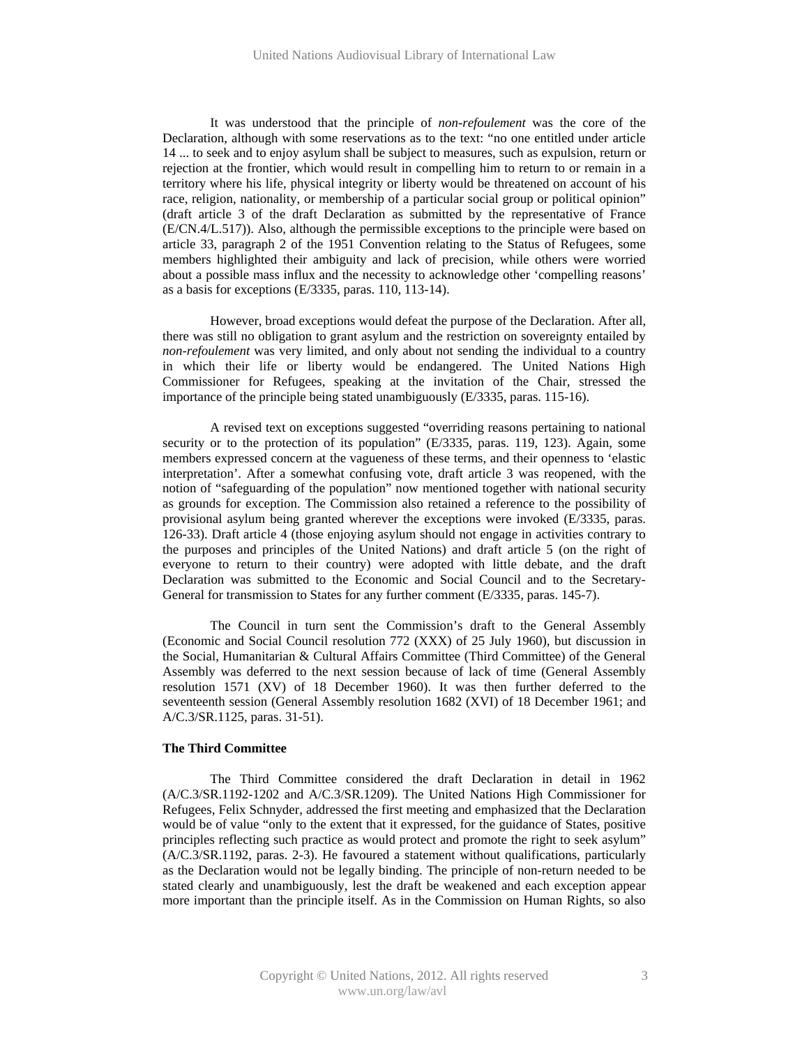It was understood that the principle of *non-refoulement* was the core of the Declaration, although with some reservations as to the text: "no one entitled under article 14 ... to seek and to enjoy asylum shall be subject to measures, such as expulsion, return or rejection at the frontier, which would result in compelling him to return to or remain in a territory where his life, physical integrity or liberty would be threatened on account of his race, religion, nationality, or membership of a particular social group or political opinion" (draft article 3 of the draft Declaration as submitted by the representative of France (E/CN.4/L.517)). Also, although the permissible exceptions to the principle were based on article 33, paragraph 2 of the 1951 Convention relating to the Status of Refugees, some members highlighted their ambiguity and lack of precision, while others were worried about a possible mass influx and the necessity to acknowledge other 'compelling reasons' as a basis for exceptions (E/3335, paras. 110, 113-14).

However, broad exceptions would defeat the purpose of the Declaration. After all, there was still no obligation to grant asylum and the restriction on sovereignty entailed by *non-refoulement* was very limited, and only about not sending the individual to a country in which their life or liberty would be endangered. The United Nations High Commissioner for Refugees, speaking at the invitation of the Chair, stressed the importance of the principle being stated unambiguously (E/3335, paras. 115-16).

A revised text on exceptions suggested "overriding reasons pertaining to national security or to the protection of its population" (E/3335, paras. 119, 123). Again, some members expressed concern at the vagueness of these terms, and their openness to 'elastic interpretation'. After a somewhat confusing vote, draft article 3 was reopened, with the notion of "safeguarding of the population" now mentioned together with national security as grounds for exception. The Commission also retained a reference to the possibility of provisional asylum being granted wherever the exceptions were invoked (E/3335, paras. 126-33). Draft article 4 (those enjoying asylum should not engage in activities contrary to the purposes and principles of the United Nations) and draft article 5 (on the right of everyone to return to their country) were adopted with little debate, and the draft Declaration was submitted to the Economic and Social Council and to the Secretary-General for transmission to States for any further comment (E/3335, paras. 145-7).

The Council in turn sent the Commission's draft to the General Assembly (Economic and Social Council resolution 772 (XXX) of 25 July 1960), but discussion in the Social, Humanitarian & Cultural Affairs Committee (Third Committee) of the General Assembly was deferred to the next session because of lack of time (General Assembly resolution 1571 (XV) of 18 December 1960). It was then further deferred to the seventeenth session (General Assembly resolution 1682 (XVI) of 18 December 1961; and A/C.3/SR.1125, paras. 31-51).

**The Third Committee**

The Third Committee considered the draft Declaration in detail in 1962 (A/C.3/SR.1192-1202 and A/C.3/SR.1209). The United Nations High Commissioner for Refugees, Felix Schnyder, addressed the first meeting and emphasized that the Declaration would be of value "only to the extent that it expressed, for the guidance of States, positive principles reflecting such practice as would protect and promote the right to seek asylum" (A/C.3/SR.1192, paras. 2-3). He favoured a statement without qualifications, particularly as the Declaration would not be legally binding. The principle of non-return needed to be stated clearly and unambiguously, lest the draft be weakened and each exception appear more important than the principle itself. As in the Commission on Human Rights, so also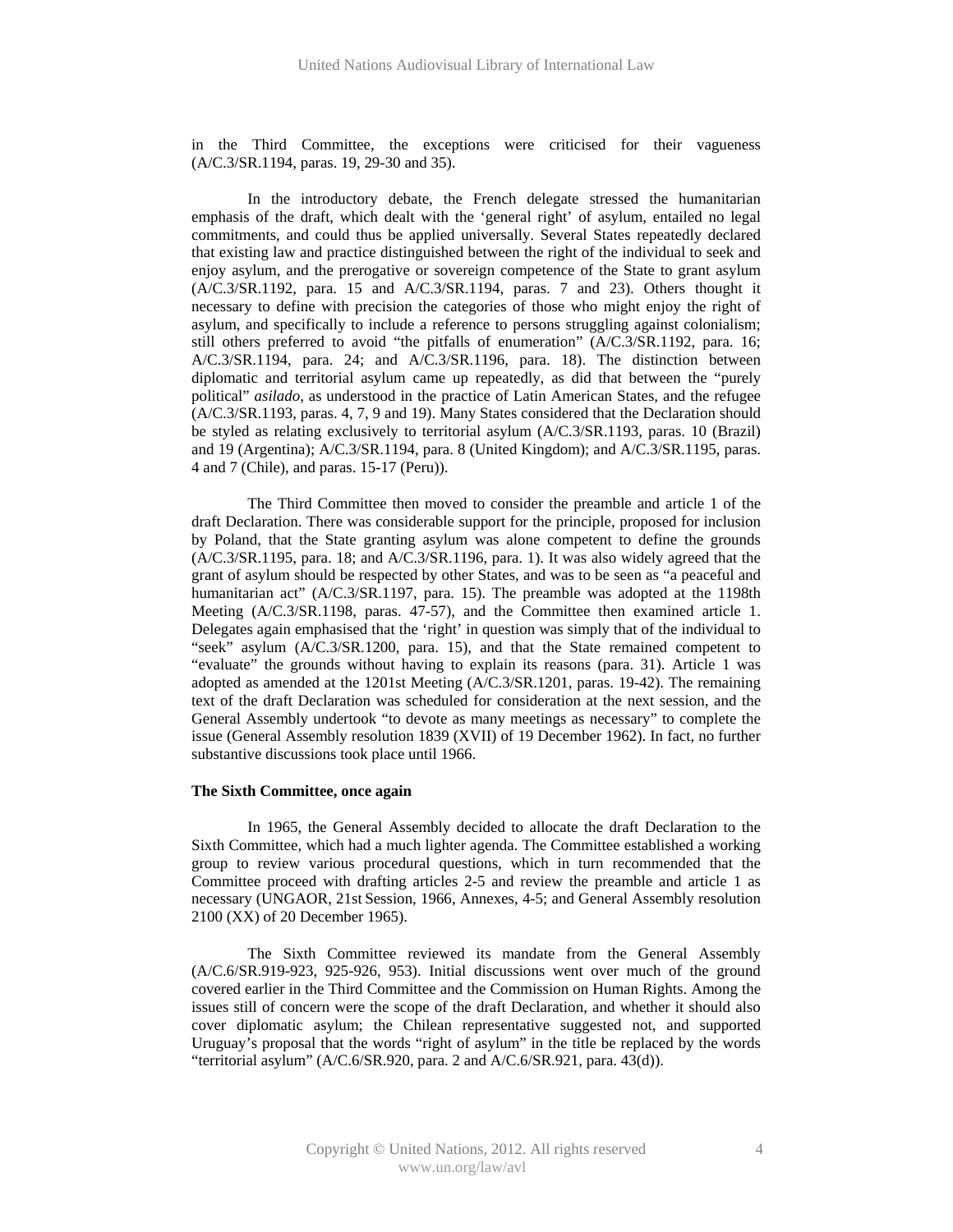in the Third Committee, the exceptions were criticised for their vagueness (A/C.3/SR.1194, paras. 19, 29-30 and 35).

In the introductory debate, the French delegate stressed the humanitarian emphasis of the draft, which dealt with the 'general right' of asylum, entailed no legal commitments, and could thus be applied universally. Several States repeatedly declared that existing law and practice distinguished between the right of the individual to seek and enjoy asylum, and the prerogative or sovereign competence of the State to grant asylum (A/C.3/SR.1192, para. 15 and A/C.3/SR.1194, paras. 7 and 23). Others thought it necessary to define with precision the categories of those who might enjoy the right of asylum, and specifically to include a reference to persons struggling against colonialism; still others preferred to avoid "the pitfalls of enumeration" (A/C.3/SR.1192, para. 16; A/C.3/SR.1194, para. 24; and A/C.3/SR.1196, para. 18). The distinction between diplomatic and territorial asylum came up repeatedly, as did that between the "purely political" *asilado*, as understood in the practice of Latin American States, and the refugee (A/C.3/SR.1193, paras. 4, 7, 9 and 19). Many States considered that the Declaration should be styled as relating exclusively to territorial asylum (A/C.3/SR.1193, paras. 10 (Brazil) and 19 (Argentina); A/C.3/SR.1194, para. 8 (United Kingdom); and A/C.3/SR.1195, paras. 4 and 7 (Chile), and paras. 15-17 (Peru)).

The Third Committee then moved to consider the preamble and article 1 of the draft Declaration. There was considerable support for the principle, proposed for inclusion by Poland, that the State granting asylum was alone competent to define the grounds (A/C.3/SR.1195, para. 18; and A/C.3/SR.1196, para. 1). It was also widely agreed that the grant of asylum should be respected by other States, and was to be seen as "a peaceful and humanitarian act" (A/C.3/SR.1197, para. 15). The preamble was adopted at the 1198th Meeting (A/C.3/SR.1198, paras. 47-57), and the Committee then examined article 1. Delegates again emphasised that the 'right' in question was simply that of the individual to "seek" asylum (A/C.3/SR.1200, para. 15), and that the State remained competent to "evaluate" the grounds without having to explain its reasons (para. 31). Article 1 was adopted as amended at the 1201st Meeting (A/C.3/SR.1201, paras. 19-42). The remaining text of the draft Declaration was scheduled for consideration at the next session, and the General Assembly undertook "to devote as many meetings as necessary" to complete the issue (General Assembly resolution 1839 (XVII) of 19 December 1962). In fact, no further substantive discussions took place until 1966.

**The Sixth Committee, once again**

In 1965, the General Assembly decided to allocate the draft Declaration to the Sixth Committee, which had a much lighter agenda. The Committee established a working group to review various procedural questions, which in turn recommended that the Committee proceed with drafting articles 2-5 and review the preamble and article 1 as necessary (UNGAOR, 21st Session, 1966, Annexes, 4-5; and General Assembly resolution 2100 (XX) of 20 December 1965).

The Sixth Committee reviewed its mandate from the General Assembly (A/C.6/SR.919-923, 925-926, 953). Initial discussions went over much of the ground covered earlier in the Third Committee and the Commission on Human Rights. Among the issues still of concern were the scope of the draft Declaration, and whether it should also cover diplomatic asylum; the Chilean representative suggested not, and supported Uruguay's proposal that the words "right of asylum" in the title be replaced by the words "territorial asylum" (A/C.6/SR.920, para. 2 and A/C.6/SR.921, para. 43(d)).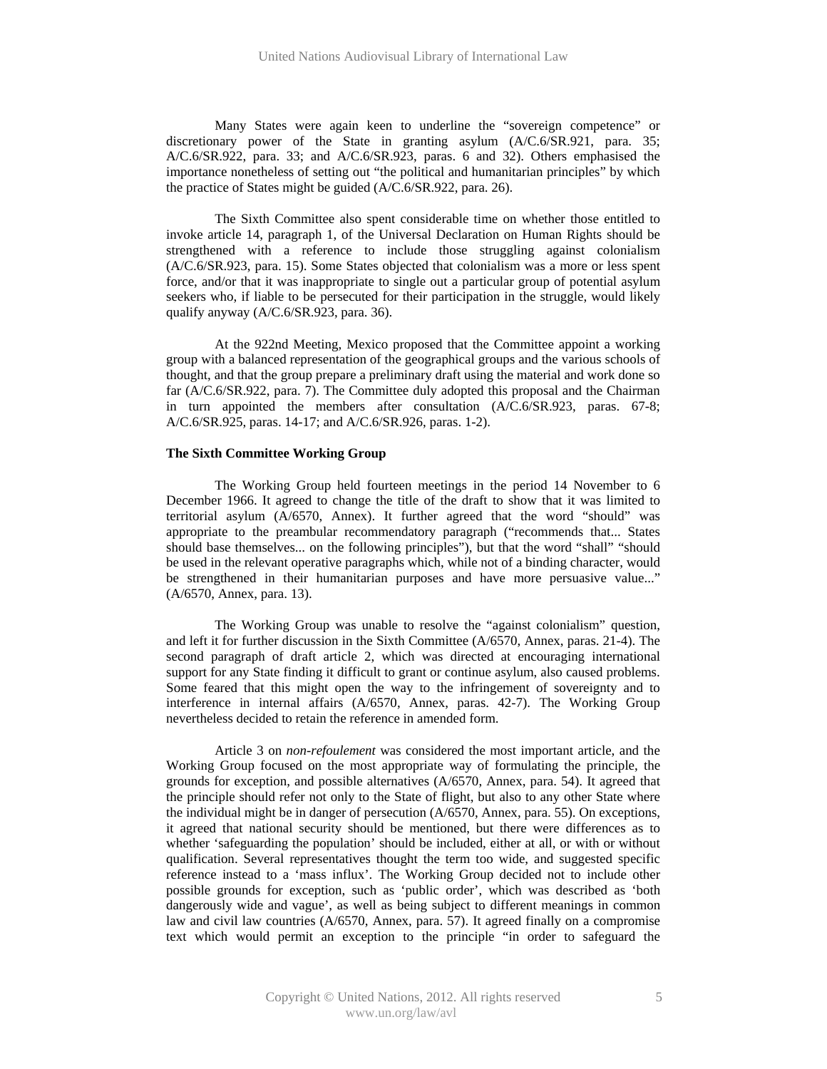Many States were again keen to underline the "sovereign competence" or discretionary power of the State in granting asylum (A/C.6/SR.921, para. 35; A/C.6/SR.922, para. 33; and A/C.6/SR.923, paras. 6 and 32). Others emphasised the importance nonetheless of setting out "the political and humanitarian principles" by which the practice of States might be guided (A/C.6/SR.922, para. 26).

The Sixth Committee also spent considerable time on whether those entitled to invoke article 14, paragraph 1, of the Universal Declaration on Human Rights should be strengthened with a reference to include those struggling against colonialism (A/C.6/SR.923, para. 15). Some States objected that colonialism was a more or less spent force, and/or that it was inappropriate to single out a particular group of potential asylum seekers who, if liable to be persecuted for their participation in the struggle, would likely qualify anyway (A/C.6/SR.923, para. 36).

At the 922nd Meeting, Mexico proposed that the Committee appoint a working group with a balanced representation of the geographical groups and the various schools of thought, and that the group prepare a preliminary draft using the material and work done so far (A/C.6/SR.922, para. 7). The Committee duly adopted this proposal and the Chairman in turn appointed the members after consultation (A/C.6/SR.923, paras. 67-8; A/C.6/SR.925, paras. 14-17; and A/C.6/SR.926, paras. 1-2).

**The Sixth Committee Working Group**

The Working Group held fourteen meetings in the period 14 November to 6 December 1966. It agreed to change the title of the draft to show that it was limited to territorial asylum (A/6570, Annex). It further agreed that the word "should" was appropriate to the preambular recommendatory paragraph ("recommends that... States should base themselves... on the following principles"), but that the word "shall" "should be used in the relevant operative paragraphs which, while not of a binding character, would be strengthened in their humanitarian purposes and have more persuasive value..." (A/6570, Annex, para. 13).

The Working Group was unable to resolve the "against colonialism" question, and left it for further discussion in the Sixth Committee (A/6570, Annex, paras. 21-4). The second paragraph of draft article 2, which was directed at encouraging international support for any State finding it difficult to grant or continue asylum, also caused problems. Some feared that this might open the way to the infringement of sovereignty and to interference in internal affairs (A/6570, Annex, paras. 42-7). The Working Group nevertheless decided to retain the reference in amended form.

Article 3 on *non-refoulement* was considered the most important article, and the Working Group focused on the most appropriate way of formulating the principle, the grounds for exception, and possible alternatives (A/6570, Annex, para. 54). It agreed that the principle should refer not only to the State of flight, but also to any other State where the individual might be in danger of persecution (A/6570, Annex, para. 55). On exceptions, it agreed that national security should be mentioned, but there were differences as to whether 'safeguarding the population' should be included, either at all, or with or without qualification. Several representatives thought the term too wide, and suggested specific reference instead to a 'mass influx'. The Working Group decided not to include other possible grounds for exception, such as 'public order', which was described as 'both dangerously wide and vague', as well as being subject to different meanings in common law and civil law countries (A/6570, Annex, para. 57). It agreed finally on a compromise text which would permit an exception to the principle "in order to safeguard the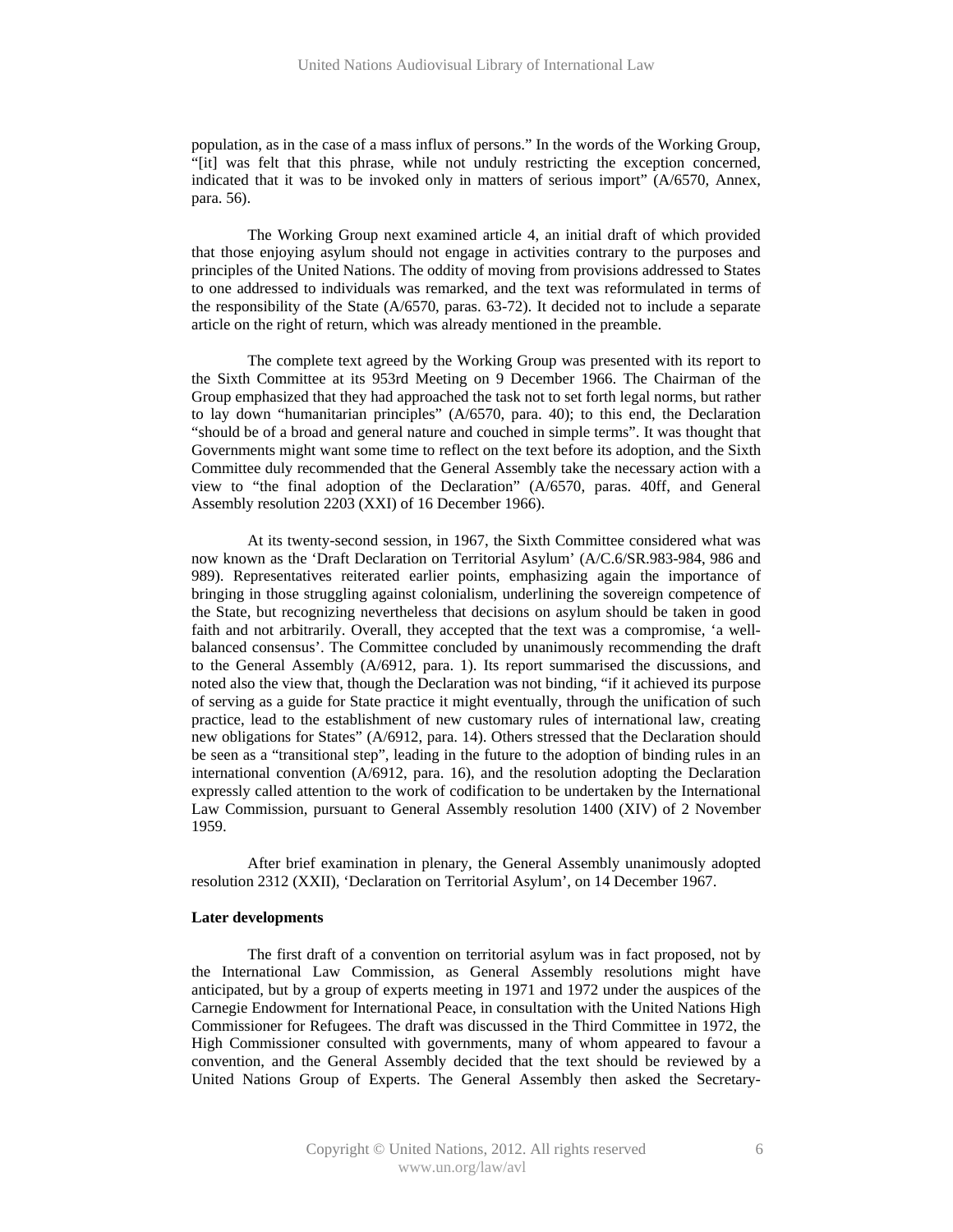population, as in the case of a mass influx of persons." In the words of the Working Group, "[it] was felt that this phrase, while not unduly restricting the exception concerned, indicated that it was to be invoked only in matters of serious import" (A/6570, Annex, para. 56).

The Working Group next examined article 4, an initial draft of which provided that those enjoying asylum should not engage in activities contrary to the purposes and principles of the United Nations. The oddity of moving from provisions addressed to States to one addressed to individuals was remarked, and the text was reformulated in terms of the responsibility of the State (A/6570, paras. 63-72). It decided not to include a separate article on the right of return, which was already mentioned in the preamble.

The complete text agreed by the Working Group was presented with its report to the Sixth Committee at its 953rd Meeting on 9 December 1966. The Chairman of the Group emphasized that they had approached the task not to set forth legal norms, but rather to lay down "humanitarian principles" (A/6570, para. 40); to this end, the Declaration "should be of a broad and general nature and couched in simple terms". It was thought that Governments might want some time to reflect on the text before its adoption, and the Sixth Committee duly recommended that the General Assembly take the necessary action with a view to "the final adoption of the Declaration" (A/6570, paras. 40ff, and General Assembly resolution 2203 (XXI) of 16 December 1966).

At its twenty-second session, in 1967, the Sixth Committee considered what was now known as the 'Draft Declaration on Territorial Asylum' (A/C.6/SR.983-984, 986 and 989). Representatives reiterated earlier points, emphasizing again the importance of bringing in those struggling against colonialism, underlining the sovereign competence of the State, but recognizing nevertheless that decisions on asylum should be taken in good faith and not arbitrarily. Overall, they accepted that the text was a compromise, 'a well-balanced consensus'. The Committee concluded by unanimously recommending the draft to the General Assembly (A/6912, para. 1). Its report summarised the discussions, and noted also the view that, though the Declaration was not binding, "if it achieved its purpose of serving as a guide for State practice it might eventually, through the unification of such practice, lead to the establishment of new customary rules of international law, creating new obligations for States" (A/6912, para. 14). Others stressed that the Declaration should be seen as a "transitional step", leading in the future to the adoption of binding rules in an international convention (A/6912, para. 16), and the resolution adopting the Declaration expressly called attention to the work of codification to be undertaken by the International Law Commission, pursuant to General Assembly resolution 1400 (XIV) of 2 November 1959.

After brief examination in plenary, the General Assembly unanimously adopted resolution 2312 (XXII), 'Declaration on Territorial Asylum', on 14 December 1967.

**Later developments**

The first draft of a convention on territorial asylum was in fact proposed, not by the International Law Commission, as General Assembly resolutions might have anticipated, but by a group of experts meeting in 1971 and 1972 under the auspices of the Carnegie Endowment for International Peace, in consultation with the United Nations High Commissioner for Refugees. The draft was discussed in the Third Committee in 1972, the High Commissioner consulted with governments, many of whom appeared to favour a convention, and the General Assembly decided that the text should be reviewed by a United Nations Group of Experts. The General Assembly then asked the Secretary-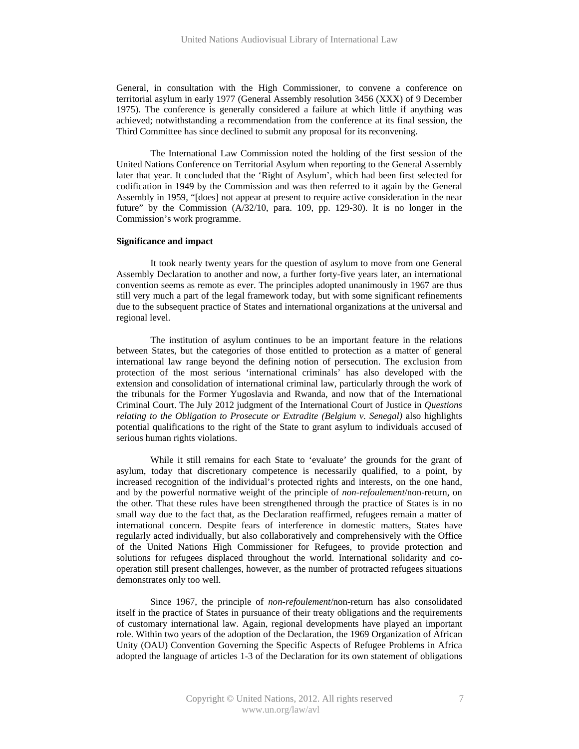General, in consultation with the High Commissioner, to convene a conference on territorial asylum in early 1977 (General Assembly resolution 3456 (XXX) of 9 December 1975). The conference is generally considered a failure at which little if anything was achieved; notwithstanding a recommendation from the conference at its final session, the Third Committee has since declined to submit any proposal for its reconvening.

The International Law Commission noted the holding of the first session of the United Nations Conference on Territorial Asylum when reporting to the General Assembly later that year. It concluded that the 'Right of Asylum', which had been first selected for codification in 1949 by the Commission and was then referred to it again by the General Assembly in 1959, "[does] not appear at present to require active consideration in the near future" by the Commission (A/32/10, para. 109, pp. 129-30). It is no longer in the Commission's work programme.

**Significance and impact**

It took nearly twenty years for the question of asylum to move from one General Assembly Declaration to another and now, a further forty-five years later, an international convention seems as remote as ever. The principles adopted unanimously in 1967 are thus still very much a part of the legal framework today, but with some significant refinements due to the subsequent practice of States and international organizations at the universal and regional level.

The institution of asylum continues to be an important feature in the relations between States, but the categories of those entitled to protection as a matter of general international law range beyond the defining notion of persecution. The exclusion from protection of the most serious 'international criminals' has also developed with the extension and consolidation of international criminal law, particularly through the work of the tribunals for the Former Yugoslavia and Rwanda, and now that of the International Criminal Court. The July 2012 judgment of the International Court of Justice in *Questions relating to the Obligation to Prosecute or Extradite (Belgium v. Senegal)* also highlights potential qualifications to the right of the State to grant asylum to individuals accused of serious human rights violations.

While it still remains for each State to 'evaluate' the grounds for the grant of asylum, today that discretionary competence is necessarily qualified, to a point, by increased recognition of the individual's protected rights and interests, on the one hand, and by the powerful normative weight of the principle of *non-refoulement*/non-return, on the other. That these rules have been strengthened through the practice of States is in no small way due to the fact that, as the Declaration reaffirmed, refugees remain a matter of international concern. Despite fears of interference in domestic matters, States have regularly acted individually, but also collaboratively and comprehensively with the Office of the United Nations High Commissioner for Refugees, to provide protection and solutions for refugees displaced throughout the world. International solidarity and co-operation still present challenges, however, as the number of protracted refugees situations demonstrates only too well.

Since 1967, the principle of *non-refoulement*/non-return has also consolidated itself in the practice of States in pursuance of their treaty obligations and the requirements of customary international law. Again, regional developments have played an important role. Within two years of the adoption of the Declaration, the 1969 Organization of African Unity (OAU) Convention Governing the Specific Aspects of Refugee Problems in Africa adopted the language of articles 1-3 of the Declaration for its own statement of obligations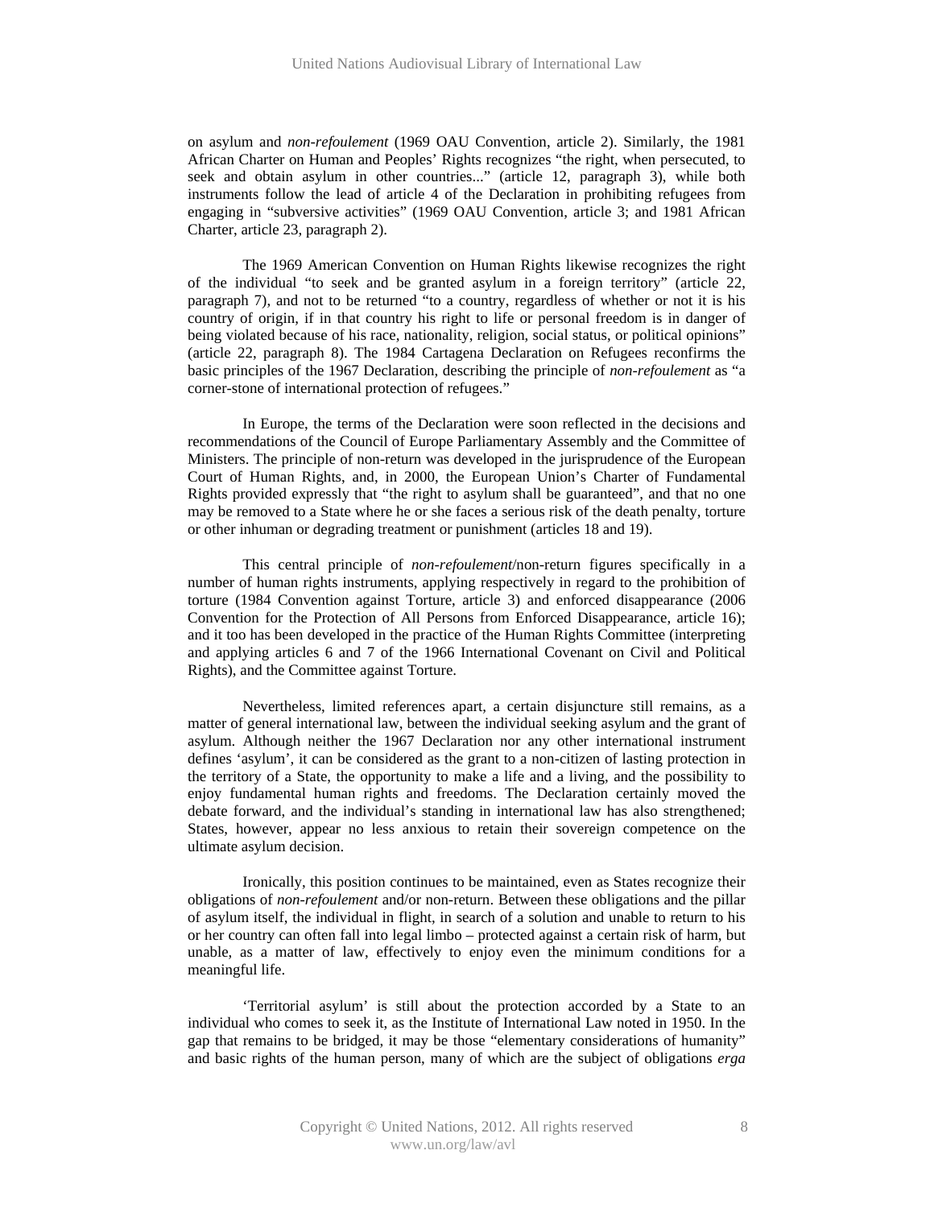on asylum and *non-refoulement* (1969 OAU Convention, article 2). Similarly, the 1981 African Charter on Human and Peoples' Rights recognizes "the right, when persecuted, to seek and obtain asylum in other countries..." (article 12, paragraph 3), while both instruments follow the lead of article 4 of the Declaration in prohibiting refugees from engaging in "subversive activities" (1969 OAU Convention, article 3; and 1981 African Charter, article 23, paragraph 2).

The 1969 American Convention on Human Rights likewise recognizes the right of the individual "to seek and be granted asylum in a foreign territory" (article 22, paragraph 7), and not to be returned "to a country, regardless of whether or not it is his country of origin, if in that country his right to life or personal freedom is in danger of being violated because of his race, nationality, religion, social status, or political opinions" (article 22, paragraph 8). The 1984 Cartagena Declaration on Refugees reconfirms the basic principles of the 1967 Declaration, describing the principle of *non-refoulement* as "a corner-stone of international protection of refugees."

In Europe, the terms of the Declaration were soon reflected in the decisions and recommendations of the Council of Europe Parliamentary Assembly and the Committee of Ministers. The principle of non-return was developed in the jurisprudence of the European Court of Human Rights, and, in 2000, the European Union's Charter of Fundamental Rights provided expressly that "the right to asylum shall be guaranteed", and that no one may be removed to a State where he or she faces a serious risk of the death penalty, torture or other inhuman or degrading treatment or punishment (articles 18 and 19).

This central principle of *non-refoulement*/non-return figures specifically in a number of human rights instruments, applying respectively in regard to the prohibition of torture (1984 Convention against Torture, article 3) and enforced disappearance (2006 Convention for the Protection of All Persons from Enforced Disappearance, article 16); and it too has been developed in the practice of the Human Rights Committee (interpreting and applying articles 6 and 7 of the 1966 International Covenant on Civil and Political Rights), and the Committee against Torture.

Nevertheless, limited references apart, a certain disjuncture still remains, as a matter of general international law, between the individual seeking asylum and the grant of asylum. Although neither the 1967 Declaration nor any other international instrument defines 'asylum', it can be considered as the grant to a non-citizen of lasting protection in the territory of a State, the opportunity to make a life and a living, and the possibility to enjoy fundamental human rights and freedoms. The Declaration certainly moved the debate forward, and the individual's standing in international law has also strengthened; States, however, appear no less anxious to retain their sovereign competence on the ultimate asylum decision.

Ironically, this position continues to be maintained, even as States recognize their obligations of *non-refoulement* and/or non-return. Between these obligations and the pillar of asylum itself, the individual in flight, in search of a solution and unable to return to his or her country can often fall into legal limbo – protected against a certain risk of harm, but unable, as a matter of law, effectively to enjoy even the minimum conditions for a meaningful life.

'Territorial asylum' is still about the protection accorded by a State to an individual who comes to seek it, as the Institute of International Law noted in 1950. In the gap that remains to be bridged, it may be those "elementary considerations of humanity" and basic rights of the human person, many of which are the subject of obligations *erga*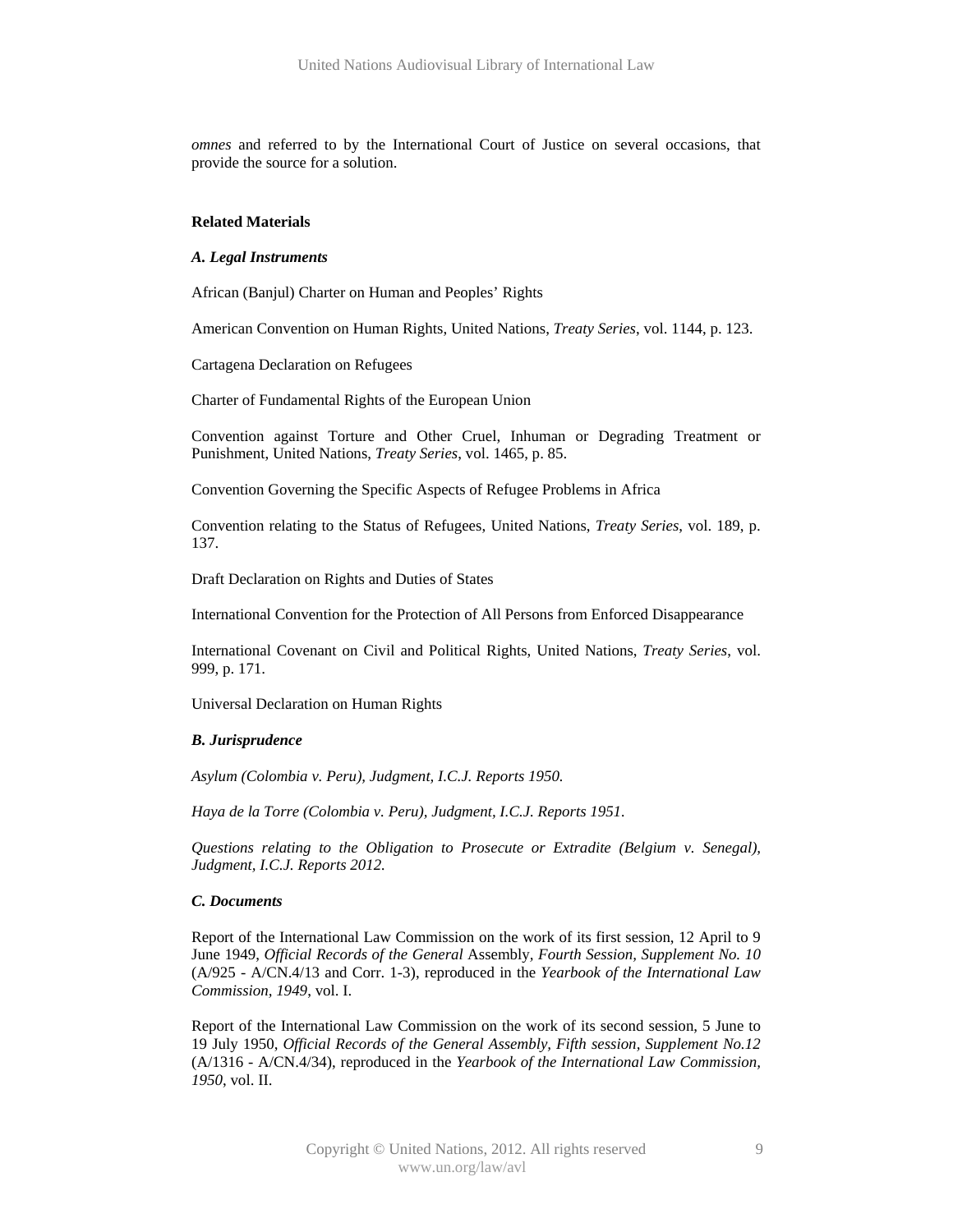*omnes* and referred to by the International Court of Justice on several occasions, that provide the source for a solution.

**Related Materials**

***A. Legal Instruments***

African (Banjul) Charter on Human and Peoples' Rights

American Convention on Human Rights, United Nations, *Treaty Series*, vol. 1144, p. 123.

Cartagena Declaration on Refugees

Charter of Fundamental Rights of the European Union

Convention against Torture and Other Cruel, Inhuman or Degrading Treatment or Punishment, United Nations, *Treaty Series*, vol. 1465, p. 85.

Convention Governing the Specific Aspects of Refugee Problems in Africa

Convention relating to the Status of Refugees, United Nations, *Treaty Series*, vol. 189, p. 137.

Draft Declaration on Rights and Duties of States

International Convention for the Protection of All Persons from Enforced Disappearance

International Covenant on Civil and Political Rights, United Nations, *Treaty Series*, vol. 999, p. 171.

Universal Declaration on Human Rights

***B. Jurisprudence***

*Asylum (Colombia v. Peru), Judgment, I.C.J. Reports 1950.*

*Haya de la Torre (Colombia v. Peru), Judgment, I.C.J. Reports 1951.*

*Questions relating to the Obligation to Prosecute or Extradite (Belgium v. Senegal), Judgment, I.C.J. Reports 2012.*

***C. Documents***

Report of the International Law Commission on the work of its first session, 12 April to 9 June 1949, *Official Records of the General* Assembly, *Fourth Session, Supplement No. 10* (A/925 - A/CN.4/13 and Corr. 1-3), reproduced in the *Yearbook of the International Law Commission, 1949*, vol. I.

Report of the International Law Commission on the work of its second session, 5 June to 19 July 1950, *Official Records of the General Assembly, Fifth session, Supplement No.12* (A/1316 - A/CN.4/34), reproduced in the *Yearbook of the International Law Commission, 1950*, vol. II.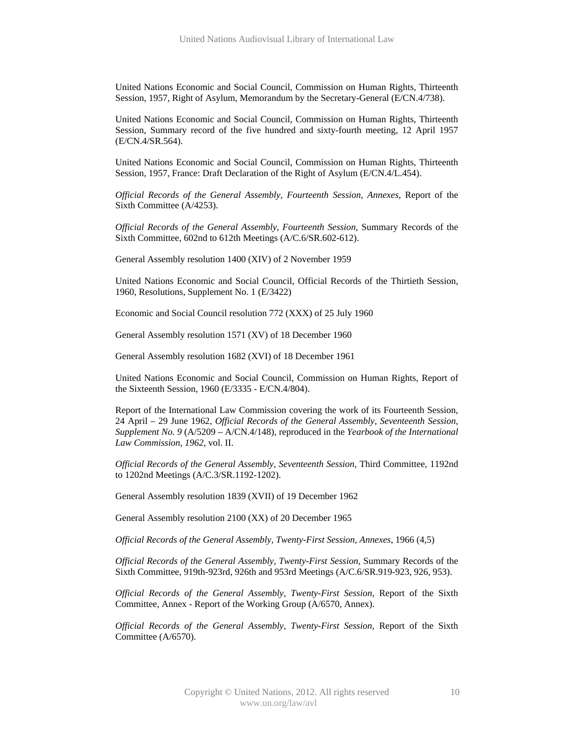United Nations Economic and Social Council, Commission on Human Rights, Thirteenth Session, 1957, Right of Asylum, Memorandum by the Secretary-General (E/CN.4/738).

United Nations Economic and Social Council, Commission on Human Rights, Thirteenth Session, Summary record of the five hundred and sixty-fourth meeting, 12 April 1957 (E/CN.4/SR.564).

United Nations Economic and Social Council, Commission on Human Rights, Thirteenth Session, 1957, France: Draft Declaration of the Right of Asylum (E/CN.4/L.454).

*Official Records of the General Assembly, Fourteenth Session, Annexes*, Report of the Sixth Committee (A/4253).

*Official Records of the General Assembly, Fourteenth Session,* Summary Records of the Sixth Committee, 602nd to 612th Meetings (A/C.6/SR.602-612).

General Assembly resolution 1400 (XIV) of 2 November 1959

United Nations Economic and Social Council, Official Records of the Thirtieth Session, 1960, Resolutions, Supplement No. 1 (E/3422)

Economic and Social Council resolution 772 (XXX) of 25 July 1960

General Assembly resolution 1571 (XV) of 18 December 1960

General Assembly resolution 1682 (XVI) of 18 December 1961

United Nations Economic and Social Council, Commission on Human Rights, Report of the Sixteenth Session, 1960 (E/3335 - E/CN.4/804).

Report of the International Law Commission covering the work of its Fourteenth Session, 24 April – 29 June 1962, *Official Records of the General Assembly, Seventeenth Session, Supplement No. 9* (A/5209 – A/CN.4/148), reproduced in the *Yearbook of the International Law Commission, 1962,* vol. II.

*Official Records of the General Assembly, Seventeenth Session,* Third Committee, 1192nd to 1202nd Meetings (A/C.3/SR.1192-1202).

General Assembly resolution 1839 (XVII) of 19 December 1962

General Assembly resolution 2100 (XX) of 20 December 1965

*Official Records of the General Assembly, Twenty-First Session, Annexes*, 1966 (4,5)

*Official Records of the General Assembly, Twenty-First Session,* Summary Records of the Sixth Committee, 919th-923rd, 926th and 953rd Meetings (A/C.6/SR.919-923, 926, 953).

*Official Records of the General Assembly, Twenty-First Session*, Report of the Sixth Committee, Annex - Report of the Working Group (A/6570, Annex).

*Official Records of the General Assembly, Twenty-First Session,* Report of the Sixth Committee (A/6570).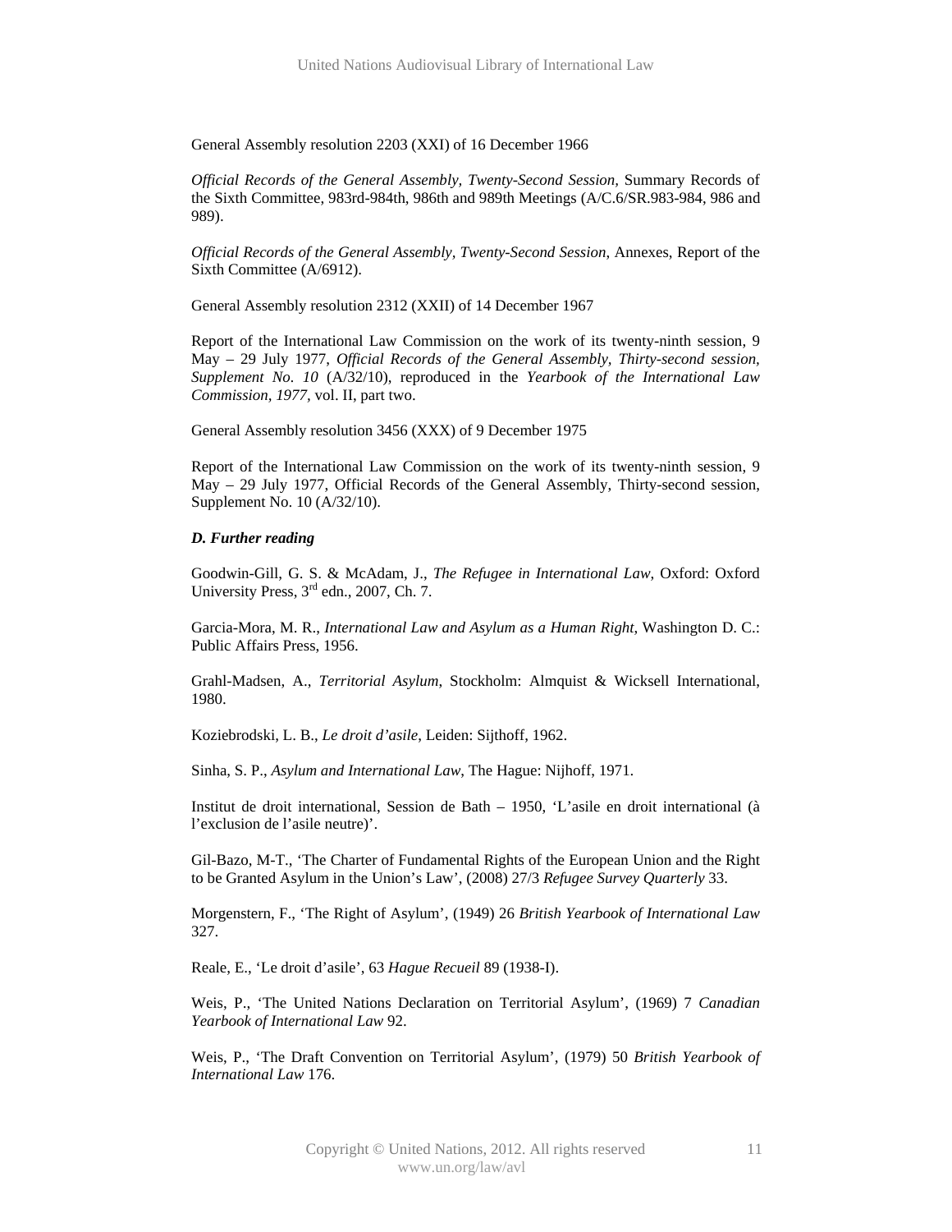General Assembly resolution 2203 (XXI) of 16 December 1966

*Official Records of the General Assembly, Twenty-Second Session*, Summary Records of the Sixth Committee, 983rd-984th, 986th and 989th Meetings (A/C.6/SR.983-984, 986 and 989).

*Official Records of the General Assembly, Twenty-Second Session*, Annexes, Report of the Sixth Committee (A/6912).

General Assembly resolution 2312 (XXII) of 14 December 1967

Report of the International Law Commission on the work of its twenty-ninth session, 9 May – 29 July 1977, *Official Records of the General Assembly, Thirty-second session, Supplement No. 10* (A/32/10), reproduced in the *Yearbook of the International Law Commission, 1977*, vol. II, part two.

General Assembly resolution 3456 (XXX) of 9 December 1975

Report of the International Law Commission on the work of its twenty-ninth session, 9 May – 29 July 1977, Official Records of the General Assembly, Thirty-second session, Supplement No. 10 (A/32/10).

***D. Further reading***

Goodwin-Gill, G. S. & McAdam, J., *The Refugee in International Law*, Oxford: Oxford University Press, 3rd edn., 2007, Ch. 7.

Garcia-Mora, M. R., *International Law and Asylum as a Human Right*, Washington D. C.: Public Affairs Press, 1956.

Grahl-Madsen, A., *Territorial Asylum*, Stockholm: Almquist & Wicksell International, 1980.

Koziebrodski, L. B., *Le droit d'asile*, Leiden: Sijthoff, 1962.

Sinha, S. P., *Asylum and International Law*, The Hague: Nijhoff, 1971.

Institut de droit international, Session de Bath – 1950, 'L'asile en droit international (à l'exclusion de l'asile neutre)'.

Gil-Bazo, M-T., 'The Charter of Fundamental Rights of the European Union and the Right to be Granted Asylum in the Union's Law', (2008) 27/3 *Refugee Survey Quarterly* 33.

Morgenstern, F., 'The Right of Asylum', (1949) 26 *British Yearbook of International Law* 327.

Reale, E., 'Le droit d'asile', 63 *Hague Recueil* 89 (1938-I).

Weis, P., 'The United Nations Declaration on Territorial Asylum', (1969) 7 *Canadian Yearbook of International Law* 92.

Weis, P., 'The Draft Convention on Territorial Asylum', (1979) 50 *British Yearbook of International Law* 176.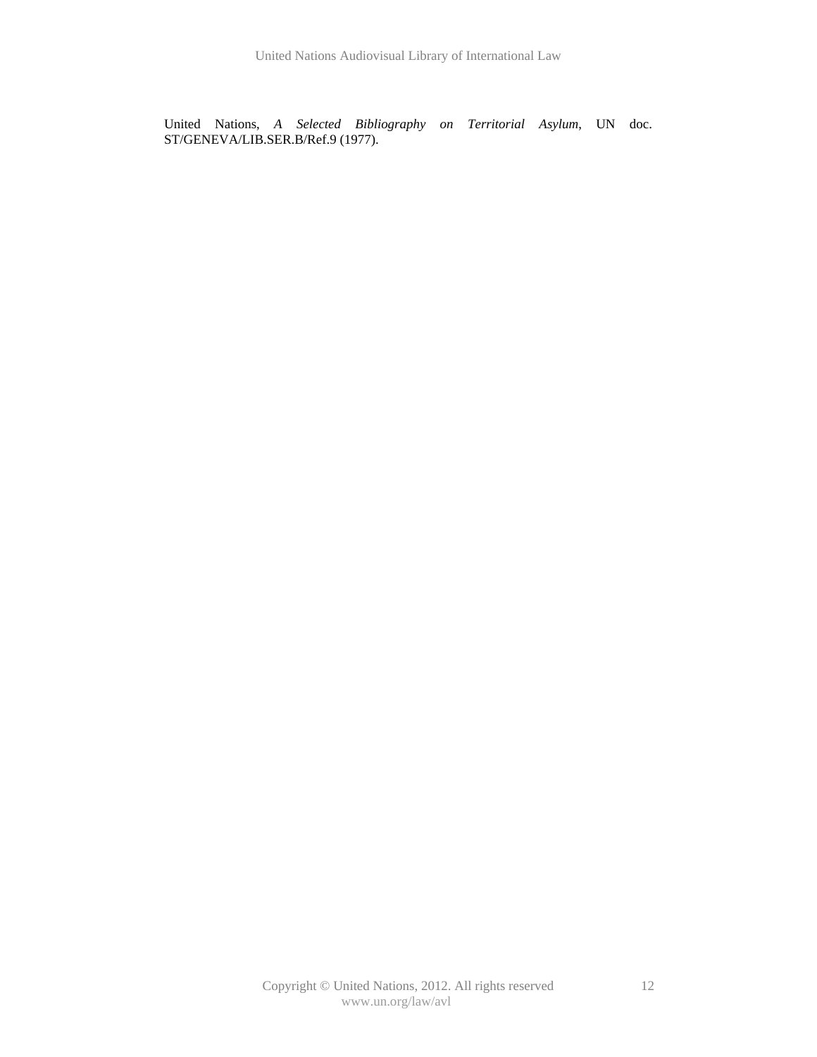United Nations, *A Selected Bibliography on Territorial Asylum*, UN doc. ST/GENEVA/LIB.SER.B/Ref.9 (1977).